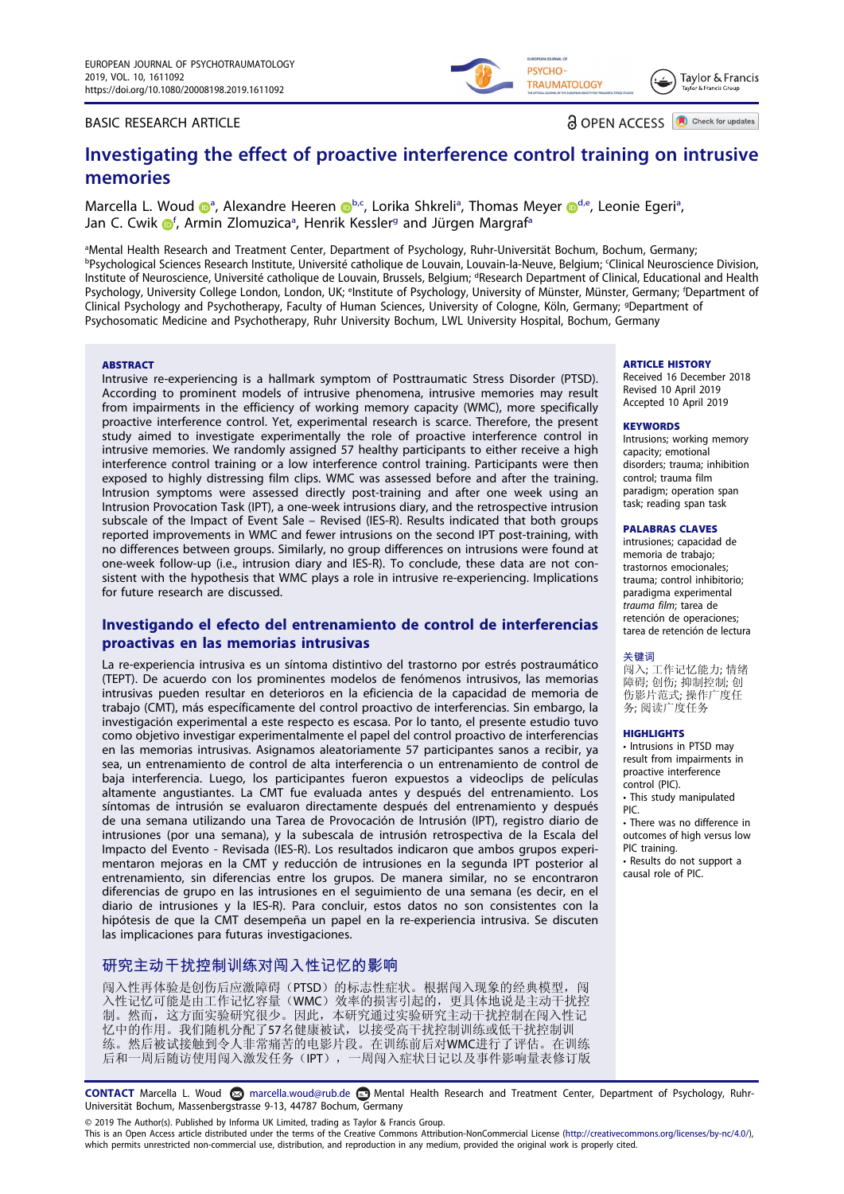BASIC RESEARCH ARTICLE

OPEN ACCESS

# Investigating the effect of proactive interference control training on intrusive memories

Marcella L. Woud[a], Alexandre Heeren[b,c], Lorika Shkreli[a], Thomas Meyer[d,e], Leonie Egeri[a], Jan C. Cwik[f], Armin Zlomuzica[a], Henrik Kessler[g] and Jürgen Margraf[a]

[a]Mental Health Research and Treatment Center, Department of Psychology, Ruhr-Universität Bochum, Bochum, Germany; [b]Psychological Sciences Research Institute, Université catholique de Louvain, Louvain-la-Neuve, Belgium; [c]Clinical Neuroscience Division, Institute of Neuroscience, Université catholique de Louvain, Brussels, Belgium; [d]Research Department of Clinical, Educational and Health Psychology, University College London, London, UK; [e]Institute of Psychology, University of Münster, Münster, Germany; [f]Department of Clinical Psychology and Psychotherapy, Faculty of Human Sciences, University of Cologne, Köln, Germany; [g]Department of Psychosomatic Medicine and Psychotherapy, Ruhr University Bochum, LWL University Hospital, Bochum, Germany

## ABSTRACT

Intrusive re-experiencing is a hallmark symptom of Posttraumatic Stress Disorder (PTSD). According to prominent models of intrusive phenomena, intrusive memories may result from impairments in the efficiency of working memory capacity (WMC), more specifically proactive interference control. Yet, experimental research is scarce. Therefore, the present study aimed to investigate experimentally the role of proactive interference control in intrusive memories. We randomly assigned 57 healthy participants to either receive a high interference control training or a low interference control training. Participants were then exposed to highly distressing film clips. WMC was assessed before and after the training. Intrusion symptoms were assessed directly post-training and after one week using an Intrusion Provocation Task (IPT), a one-week intrusions diary, and the retrospective intrusion subscale of the Impact of Event Sale – Revised (IES-R). Results indicated that both groups reported improvements in WMC and fewer intrusions on the second IPT post-training, with no differences between groups. Similarly, no group differences on intrusions were found at one-week follow-up (i.e., intrusion diary and IES-R). To conclude, these data are not consistent with the hypothesis that WMC plays a role in intrusive re-experiencing. Implications for future research are discussed.

## Investigando el efecto del entrenamiento de control de interferencias proactivas en las memorias intrusivas

La re-experiencia intrusiva es un síntoma distintivo del trastorno por estrés postraumático (TEPT). De acuerdo con los prominentes modelos de fenómenos intrusivos, las memorias intrusivas pueden resultar en deterioros en la eficiencia de la capacidad de memoria de trabajo (CMT), más específicamente del control proactivo de interferencias. Sin embargo, la investigación experimental a este respecto es escasa. Por lo tanto, el presente estudio tuvo como objetivo investigar experimentalmente el papel del control proactivo de interferencias en las memorias intrusivas. Asignamos aleatoriamente 57 participantes sanos a recibir, ya sea, un entrenamiento de control de alta interferencia o un entrenamiento de control de baja interferencia. Luego, los participantes fueron expuestos a videoclips de películas altamente angustiantes. La CMT fue evaluada antes y después del entrenamiento. Los síntomas de intrusión se evaluaron directamente después del entrenamiento y después de una semana utilizando una Tarea de Provocación de Intrusión (IPT), registro diario de intrusiones (por una semana), y la subescala de intrusión retrospectiva de la Escala del Impacto del Evento - Revisada (IES-R). Los resultados indicaron que ambos grupos experimentaron mejoras en la CMT y reducción de intrusiones en la segunda IPT posterior al entrenamiento, sin diferencias entre los grupos. De manera similar, no se encontraron diferencias de grupo en las intrusiones en el seguimiento de una semana (es decir, en el diario de intrusiones y la IES-R). Para concluir, estos datos no son consistentes con la hipótesis de que la CMT desempeña un papel en la re-experiencia intrusiva. Se discuten las implicaciones para futuras investigaciones.

## 研究主动干扰控制训练对闯入性记忆的影响

闯入性再体验是创伤后应激障碍（PTSD）的标志性症状。根据闯入现象的经典模型，闯入性记忆可能是由工作记忆容量（WMC）效率的损害引起的，更具体地说是主动干扰控制。然而，这方面实验研究很少。因此，本研究通过实验研究主动干扰控制在闯入性记忆中的作用。我们随机分配了57名健康被试，以接受高干扰控制训练或低干扰控制训练。然后被试接触到令人非常痛苦的电影片段。在训练前后对WMC进行了评估。在训练后和一周后随访使用闯入激发任务（IPT），一周闯入症状日记以及事件影响量表修订版

## ARTICLE HISTORY

Received 16 December 2018
Revised 10 April 2019
Accepted 10 April 2019

## KEYWORDS

Intrusions; working memory capacity; emotional disorders; trauma; inhibition control; trauma film paradigm; operation span task; reading span task

## PALABRAS CLAVES

intrusiones; capacidad de memoria de trabajo; trastornos emocionales; trauma; control inhibitorio; paradigma experimental *trauma film*; tarea de retención de operaciones; tarea de retención de lectura

## 关键词

闯入; 工作记忆能力; 情绪障碍; 创伤; 抑制控制; 创伤影片范式; 操作广度任务; 阅读广度任务

## HIGHLIGHTS

- Intrusions in PTSD may result from impairments in proactive interference control (PIC).
- This study manipulated PIC.
- There was no difference in outcomes of high versus low PIC training.
- Results do not support a causal role of PIC.

**CONTACT** Marcella L. Woud marcella.woud@rub.de Mental Health Research and Treatment Center, Department of Psychology, Ruhr-Universität Bochum, Massenbergstrasse 9-13, 44787 Bochum, Germany

© 2019 The Author(s). Published by Informa UK Limited, trading as Taylor & Francis Group.
This is an Open Access article distributed under the terms of the Creative Commons Attribution-NonCommercial License (http://creativecommons.org/licenses/by-nc/4.0/), which permits unrestricted non-commercial use, distribution, and reproduction in any medium, provided the original work is properly cited.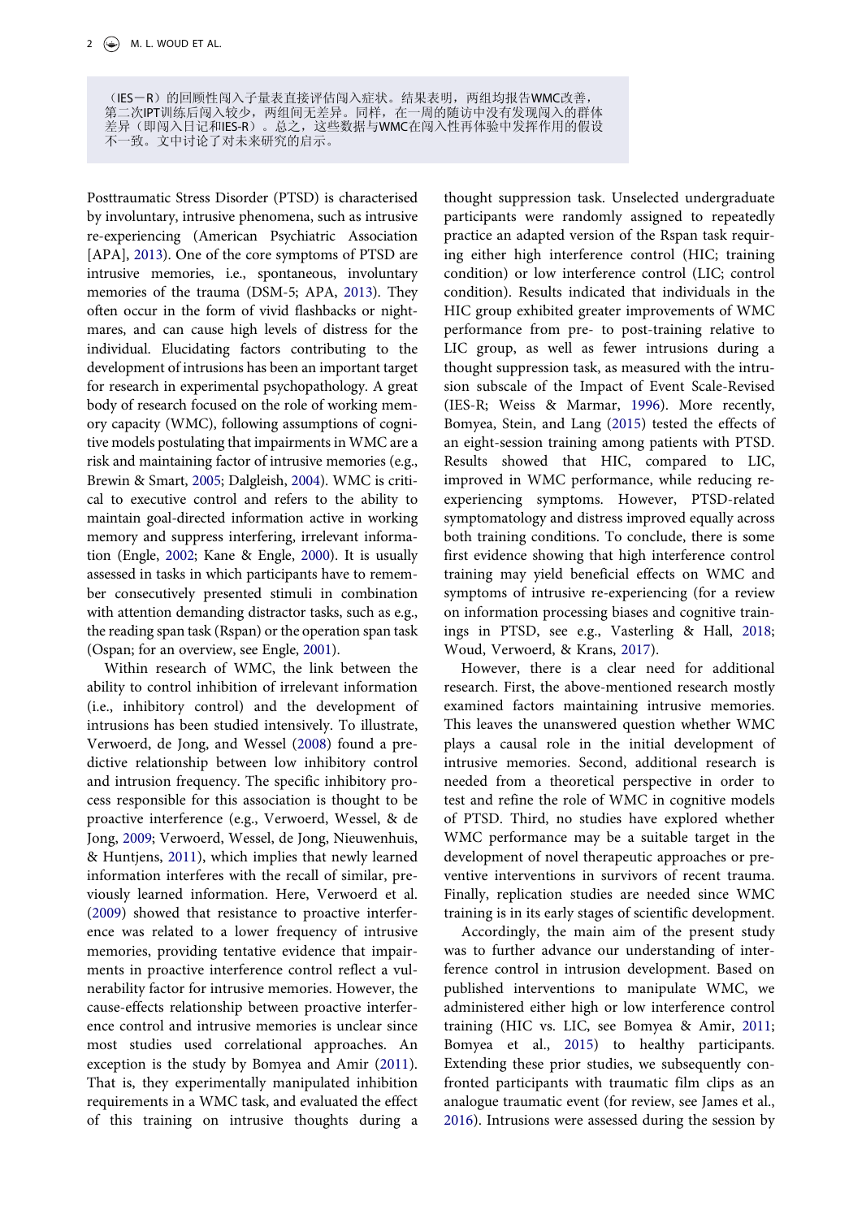（IES－R）的回顾性闯入子量表直接评估闯入症状。结果表明，两组均报告WMC改善，第二次IPT训练后闯入较少，两组间无差异。同样，在一周的随访中没有发现闯入的群体差异（即闯入日记和IES-R）。总之，这些数据与WMC在闯入性再体验中发挥作用的假设不一致。文中讨论了对未来研究的启示。

Posttraumatic Stress Disorder (PTSD) is characterised by involuntary, intrusive phenomena, such as intrusive re-experiencing (American Psychiatric Association [APA], 2013). One of the core symptoms of PTSD are intrusive memories, i.e., spontaneous, involuntary memories of the trauma (DSM-5; APA, 2013). They often occur in the form of vivid flashbacks or nightmares, and can cause high levels of distress for the individual. Elucidating factors contributing to the development of intrusions has been an important target for research in experimental psychopathology. A great body of research focused on the role of working memory capacity (WMC), following assumptions of cognitive models postulating that impairments in WMC are a risk and maintaining factor of intrusive memories (e.g., Brewin & Smart, 2005; Dalgleish, 2004). WMC is critical to executive control and refers to the ability to maintain goal-directed information active in working memory and suppress interfering, irrelevant information (Engle, 2002; Kane & Engle, 2000). It is usually assessed in tasks in which participants have to remember consecutively presented stimuli in combination with attention demanding distractor tasks, such as e.g., the reading span task (Rspan) or the operation span task (Ospan; for an overview, see Engle, 2001).

Within research of WMC, the link between the ability to control inhibition of irrelevant information (i.e., inhibitory control) and the development of intrusions has been studied intensively. To illustrate, Verwoerd, de Jong, and Wessel (2008) found a predictive relationship between low inhibitory control and intrusion frequency. The specific inhibitory process responsible for this association is thought to be proactive interference (e.g., Verwoerd, Wessel, & de Jong, 2009; Verwoerd, Wessel, de Jong, Nieuwenhuis, & Huntjens, 2011), which implies that newly learned information interferes with the recall of similar, previously learned information. Here, Verwoerd et al. (2009) showed that resistance to proactive interference was related to a lower frequency of intrusive memories, providing tentative evidence that impairments in proactive interference control reflect a vulnerability factor for intrusive memories. However, the cause-effects relationship between proactive interference control and intrusive memories is unclear since most studies used correlational approaches. An exception is the study by Bomyea and Amir (2011). That is, they experimentally manipulated inhibition requirements in a WMC task, and evaluated the effect of this training on intrusive thoughts during a thought suppression task. Unselected undergraduate participants were randomly assigned to repeatedly practice an adapted version of the Rspan task requiring either high interference control (HIC; training condition) or low interference control (LIC; control condition). Results indicated that individuals in the HIC group exhibited greater improvements of WMC performance from pre- to post-training relative to LIC group, as well as fewer intrusions during a thought suppression task, as measured with the intrusion subscale of the Impact of Event Scale-Revised (IES-R; Weiss & Marmar, 1996). More recently, Bomyea, Stein, and Lang (2015) tested the effects of an eight-session training among patients with PTSD. Results showed that, compared to LIC, HIC, improved in WMC performance, while reducing re-experiencing symptoms. However, PTSD-related symptomatology and distress improved equally across both training conditions. To conclude, there is some first evidence showing that high interference control training may yield beneficial effects on WMC and symptoms of intrusive re-experiencing (for a review on information processing biases and cognitive trainings in PTSD, see e.g., Vasterling & Hall, 2018; Woud, Verwoerd, & Krans, 2017).

However, there is a clear need for additional research. First, the above-mentioned research mostly examined factors maintaining intrusive memories. This leaves the unanswered question whether WMC plays a causal role in the initial development of intrusive memories. Second, additional research is needed from a theoretical perspective in order to test and refine the role of WMC in cognitive models of PTSD. Third, no studies have explored whether WMC performance may be a suitable target in the development of novel therapeutic approaches or preventive interventions in survivors of recent trauma. Finally, replication studies are needed since WMC training is in its early stages of scientific development.

Accordingly, the main aim of the present study was to further advance our understanding of interference control in intrusion development. Based on published interventions to manipulate WMC, we administered either high or low interference control training (HIC vs. LIC, see Bomyea & Amir, 2011; Bomyea et al., 2015) to healthy participants. Extending these prior studies, we subsequently confronted participants with traumatic film clips as an analogue traumatic event (for review, see James et al., 2016). Intrusions were assessed during the session by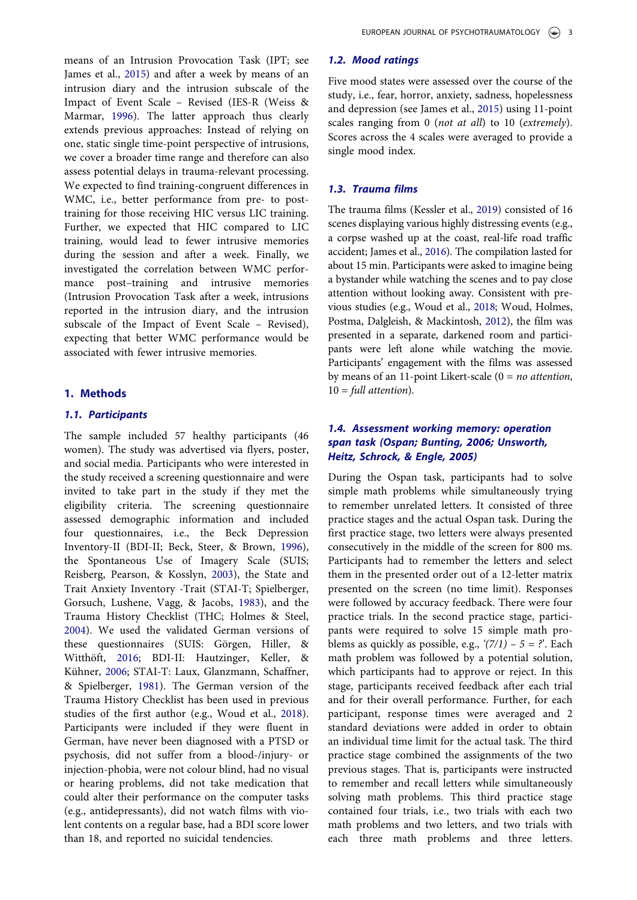means of an Intrusion Provocation Task (IPT; see James et al., 2015) and after a week by means of an intrusion diary and the intrusion subscale of the Impact of Event Scale – Revised (IES-R (Weiss & Marmar, 1996). The latter approach thus clearly extends previous approaches: Instead of relying on one, static single time-point perspective of intrusions, we cover a broader time range and therefore can also assess potential delays in trauma-relevant processing. We expected to find training-congruent differences in WMC, i.e., better performance from pre- to post-training for those receiving HIC versus LIC training. Further, we expected that HIC compared to LIC training, would lead to fewer intrusive memories during the session and after a week. Finally, we investigated the correlation between WMC performance post–training and intrusive memories (Intrusion Provocation Task after a week, intrusions reported in the intrusion diary, and the intrusion subscale of the Impact of Event Scale – Revised), expecting that better WMC performance would be associated with fewer intrusive memories.

## 1. Methods

### 1.1. Participants

The sample included 57 healthy participants (46 women). The study was advertised via flyers, poster, and social media. Participants who were interested in the study received a screening questionnaire and were invited to take part in the study if they met the eligibility criteria. The screening questionnaire assessed demographic information and included four questionnaires, i.e., the Beck Depression Inventory-II (BDI-II; Beck, Steer, & Brown, 1996), the Spontaneous Use of Imagery Scale (SUIS; Reisberg, Pearson, & Kosslyn, 2003), the State and Trait Anxiety Inventory -Trait (STAI-T; Spielberger, Gorsuch, Lushene, Vagg, & Jacobs, 1983), and the Trauma History Checklist (THC; Holmes & Steel, 2004). We used the validated German versions of these questionnaires (SUIS: Görgen, Hiller, & Witthöft, 2016; BDI-II: Hautzinger, Keller, & Kühner, 2006; STAI-T: Laux, Glanzmann, Schaffner, & Spielberger, 1981). The German version of the Trauma History Checklist has been used in previous studies of the first author (e.g., Woud et al., 2018). Participants were included if they were fluent in German, have never been diagnosed with a PTSD or psychosis, did not suffer from a blood-/injury- or injection-phobia, were not colour blind, had no visual or hearing problems, did not take medication that could alter their performance on the computer tasks (e.g., antidepressants), did not watch films with violent contents on a regular base, had a BDI score lower than 18, and reported no suicidal tendencies.

### 1.2. Mood ratings

Five mood states were assessed over the course of the study, i.e., fear, horror, anxiety, sadness, hopelessness and depression (see James et al., 2015) using 11-point scales ranging from 0 (*not at all*) to 10 (*extremely*). Scores across the 4 scales were averaged to provide a single mood index.

### 1.3. Trauma films

The trauma films (Kessler et al., 2019) consisted of 16 scenes displaying various highly distressing events (e.g., a corpse washed up at the coast, real-life road traffic accident; James et al., 2016). The compilation lasted for about 15 min. Participants were asked to imagine being a bystander while watching the scenes and to pay close attention without looking away. Consistent with previous studies (e.g., Woud et al., 2018; Woud, Holmes, Postma, Dalgleish, & Mackintosh, 2012), the film was presented in a separate, darkened room and participants were left alone while watching the movie. Participants' engagement with the films was assessed by means of an 11-point Likert-scale (0 = *no attention*, 10 = *full attention*).

### 1.4. Assessment working memory: operation span task (Ospan; Bunting, 2006; Unsworth, Heitz, Schrock, & Engle, 2005)

During the Ospan task, participants had to solve simple math problems while simultaneously trying to remember unrelated letters. It consisted of three practice stages and the actual Ospan task. During the first practice stage, two letters were always presented consecutively in the middle of the screen for 800 ms. Participants had to remember the letters and select them in the presented order out of a 12-letter matrix presented on the screen (no time limit). Responses were followed by accuracy feedback. There were four practice trials. In the second practice stage, participants were required to solve 15 simple math problems as quickly as possible, e.g., *'(7/1) – 5 = ?'*. Each math problem was followed by a potential solution, which participants had to approve or reject. In this stage, participants received feedback after each trial and for their overall performance. Further, for each participant, response times were averaged and 2 standard deviations were added in order to obtain an individual time limit for the actual task. The third practice stage combined the assignments of the two previous stages. That is, participants were instructed to remember and recall letters while simultaneously solving math problems. This third practice stage contained four trials, i.e., two trials with each two math problems and two letters, and two trials with each three math problems and three letters.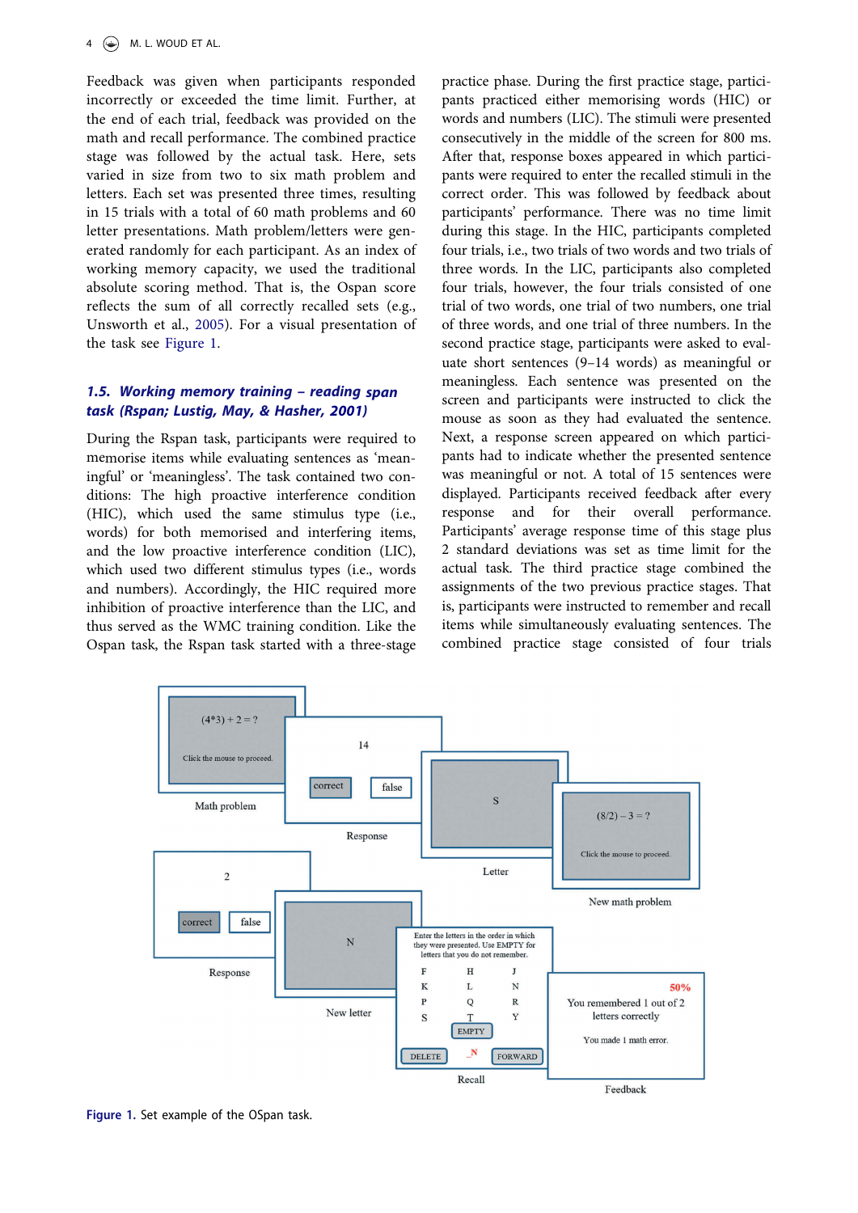Feedback was given when participants responded incorrectly or exceeded the time limit. Further, at the end of each trial, feedback was provided on the math and recall performance. The combined practice stage was followed by the actual task. Here, sets varied in size from two to six math problem and letters. Each set was presented three times, resulting in 15 trials with a total of 60 math problems and 60 letter presentations. Math problem/letters were generated randomly for each participant. As an index of working memory capacity, we used the traditional absolute scoring method. That is, the Ospan score reflects the sum of all correctly recalled sets (e.g., Unsworth et al., 2005). For a visual presentation of the task see Figure 1.

### 1.5. Working memory training – reading span task (Rspan; Lustig, May, & Hasher, 2001)

During the Rspan task, participants were required to memorise items while evaluating sentences as 'meaningful' or 'meaningless'. The task contained two conditions: The high proactive interference condition (HIC), which used the same stimulus type (i.e., words) for both memorised and interfering items, and the low proactive interference condition (LIC), which used two different stimulus types (i.e., words and numbers). Accordingly, the HIC required more inhibition of proactive interference than the LIC, and thus served as the WMC training condition. Like the Ospan task, the Rspan task started with a three-stage practice phase. During the first practice stage, participants practiced either memorising words (HIC) or words and numbers (LIC). The stimuli were presented consecutively in the middle of the screen for 800 ms. After that, response boxes appeared in which participants were required to enter the recalled stimuli in the correct order. This was followed by feedback about participants' performance. There was no time limit during this stage. In the HIC, participants completed four trials, i.e., two trials of two words and two trials of three words. In the LIC, participants also completed four trials, however, the four trials consisted of one trial of two words, one trial of two numbers, one trial of three words, and one trial of three numbers. In the second practice stage, participants were asked to evaluate short sentences (9–14 words) as meaningful or meaningless. Each sentence was presented on the screen and participants were instructed to click the mouse as soon as they had evaluated the sentence. Next, a response screen appeared on which participants had to indicate whether the presented sentence was meaningful or not. A total of 15 sentences were displayed. Participants received feedback after every response and for their overall performance. Participants' average response time of this stage plus 2 standard deviations was set as time limit for the actual task. The third practice stage combined the assignments of the two previous practice stages. That is, participants were instructed to remember and recall items while simultaneously evaluating sentences. The combined practice stage consisted of four trials

Figure 1. Set example of the OSpan task.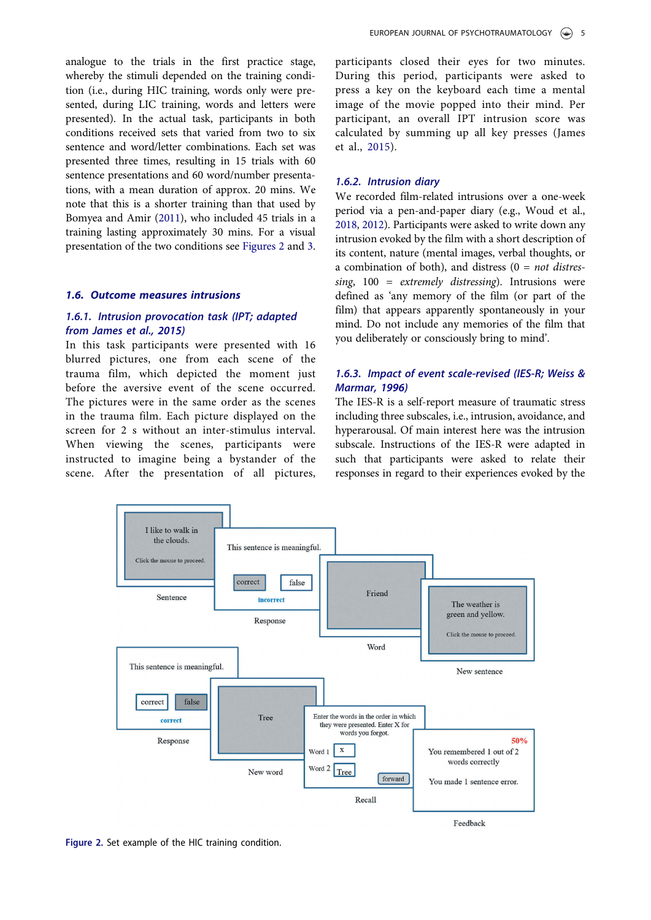analogue to the trials in the first practice stage, whereby the stimuli depended on the training condition (i.e., during HIC training, words only were presented, during LIC training, words and letters were presented). In the actual task, participants in both conditions received sets that varied from two to six sentence and word/letter combinations. Each set was presented three times, resulting in 15 trials with 60 sentence presentations and 60 word/number presentations, with a mean duration of approx. 20 mins. We note that this is a shorter training than that used by Bomyea and Amir (2011), who included 45 trials in a training lasting approximately 30 mins. For a visual presentation of the two conditions see Figures 2 and 3.

### 1.6. Outcome measures intrusions

#### 1.6.1. Intrusion provocation task (IPT; adapted from James et al., 2015)

In this task participants were presented with 16 blurred pictures, one from each scene of the trauma film, which depicted the moment just before the aversive event of the scene occurred. The pictures were in the same order as the scenes in the trauma film. Each picture displayed on the screen for 2 s without an inter-stimulus interval. When viewing the scenes, participants were instructed to imagine being a bystander of the scene. After the presentation of all pictures, participants closed their eyes for two minutes. During this period, participants were asked to press a key on the keyboard each time a mental image of the movie popped into their mind. Per participant, an overall IPT intrusion score was calculated by summing up all key presses (James et al., 2015).

#### 1.6.2. Intrusion diary

We recorded film-related intrusions over a one-week period via a pen-and-paper diary (e.g., Woud et al., 2018, 2012). Participants were asked to write down any intrusion evoked by the film with a short description of its content, nature (mental images, verbal thoughts, or a combination of both), and distress (0 = *not distressing*, 100 = *extremely distressing*). Intrusions were defined as 'any memory of the film (or part of the film) that appears apparently spontaneously in your mind. Do not include any memories of the film that you deliberately or consciously bring to mind'.

#### 1.6.3. Impact of event scale-revised (IES-R; Weiss & Marmar, 1996)

The IES-R is a self-report measure of traumatic stress including three subscales, i.e., intrusion, avoidance, and hyperarousal. Of main interest here was the intrusion subscale. Instructions of the IES-R were adapted in such that participants were asked to relate their responses in regard to their experiences evoked by the

Figure 2. Set example of the HIC training condition.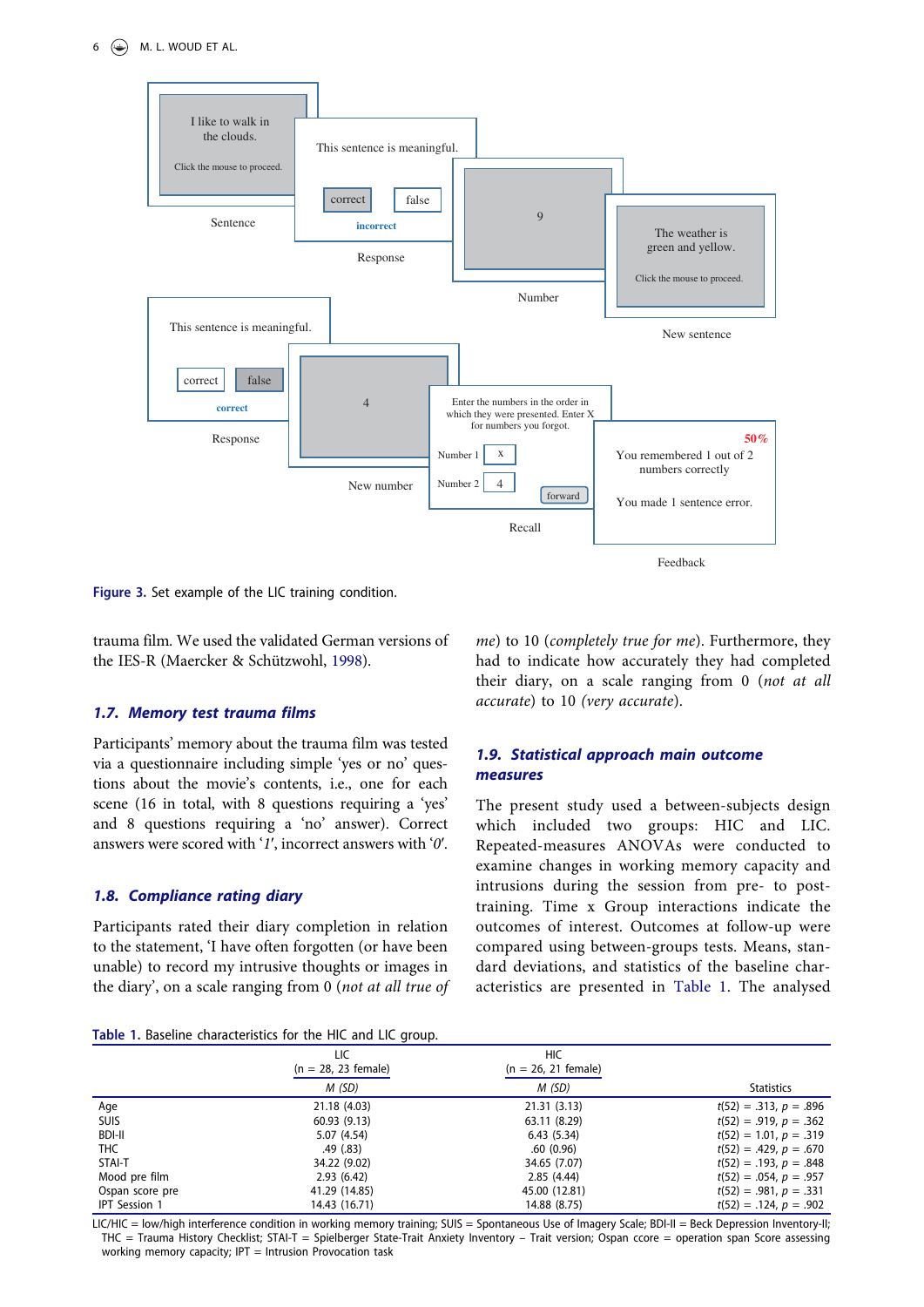Figure 3. Set example of the LIC training condition.

trauma film. We used the validated German versions of the IES-R (Maercker & Schützwohl, 1998).

### 1.7. Memory test trauma films

Participants' memory about the trauma film was tested via a questionnaire including simple 'yes or no' questions about the movie's contents, i.e., one for each scene (16 in total, with 8 questions requiring a 'yes' and 8 questions requiring a 'no' answer). Correct answers were scored with '*1*', incorrect answers with '*0*'.

### 1.8. Compliance rating diary

Participants rated their diary completion in relation to the statement, 'I have often forgotten (or have been unable) to record my intrusive thoughts or images in the diary', on a scale ranging from 0 (*not at all true of me*) to 10 (*completely true for me*). Furthermore, they had to indicate how accurately they had completed their diary, on a scale ranging from 0 (*not at all accurate*) to 10 (*very accurate*).

### 1.9. Statistical approach main outcome measures

The present study used a between-subjects design which included two groups: HIC and LIC. Repeated-measures ANOVAs were conducted to examine changes in working memory capacity and intrusions during the session from pre- to post-training. Time x Group interactions indicate the outcomes of interest. Outcomes at follow-up were compared using between-groups tests. Means, standard deviations, and statistics of the baseline characteristics are presented in Table 1. The analysed

Table 1. Baseline characteristics for the HIC and LIC group.

| | LIC (n = 28, 23 female) | HIC (n = 26, 21 female) | |
|---|---|---|---|
| | *M (SD)* | *M (SD)* | Statistics |
| Age | 21.18 (4.03) | 21.31 (3.13) | $t(52) = .313$, $p = .896$ |
| SUIS | 60.93 (9.13) | 63.11 (8.29) | $t(52) = .919$, $p = .362$ |
| BDI-II | 5.07 (4.54) | 6.43 (5.34) | $t(52) = 1.01$, $p = .319$ |
| THC | .49 (.83) | .60 (0.96) | $t(52) = .429$, $p = .670$ |
| STAI-T | 34.22 (9.02) | 34.65 (7.07) | $t(52) = .193$, $p = .848$ |
| Mood pre film | 2.93 (6.42) | 2.85 (4.44) | $t(52) = .054$, $p = .957$ |
| Ospan score pre | 41.29 (14.85) | 45.00 (12.81) | $t(52) = .981$, $p = .331$ |
| IPT Session 1 | 14.43 (16.71) | 14.88 (8.75) | $t(52) = .124$, $p = .902$ |

LIC/HIC = low/high interference condition in working memory training; SUIS = Spontaneous Use of Imagery Scale; BDI-II = Beck Depression Inventory-II; THC = Trauma History Checklist; STAI-T = Spielberger State-Trait Anxiety Inventory – Trait version; Ospan ccore = operation span Score assessing working memory capacity; IPT = Intrusion Provocation task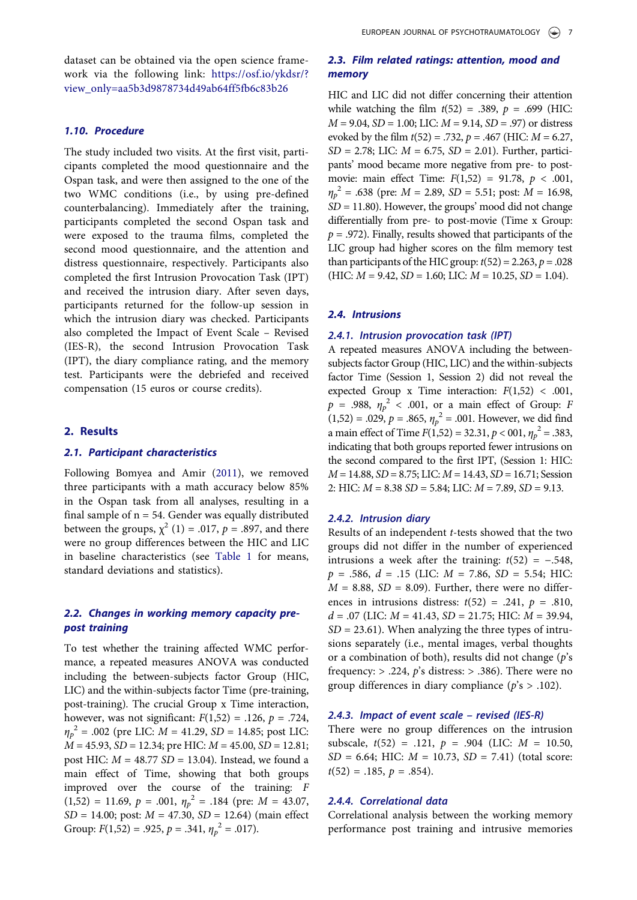dataset can be obtained via the open science framework via the following link: https://osf.io/ykdsr/?view_only=aa5b3d9878734d49ab64ff5fb6c83b26

### 1.10. Procedure

The study included two visits. At the first visit, participants completed the mood questionnaire and the Ospan task, and were then assigned to the one of the two WMC conditions (i.e., by using pre-defined counterbalancing). Immediately after the training, participants completed the second Ospan task and were exposed to the trauma films, completed the second mood questionnaire, and the attention and distress questionnaire, respectively. Participants also completed the first Intrusion Provocation Task (IPT) and received the intrusion diary. After seven days, participants returned for the follow-up session in which the intrusion diary was checked. Participants also completed the Impact of Event Scale – Revised (IES-R), the second Intrusion Provocation Task (IPT), the diary compliance rating, and the memory test. Participants were the debriefed and received compensation (15 euros or course credits).

## 2. Results

### 2.1. Participant characteristics

Following Bomyea and Amir (2011), we removed three participants with a math accuracy below 85% in the Ospan task from all analyses, resulting in a final sample of n = 54. Gender was equally distributed between the groups, $\chi^2$ (1) = .017, $p$ = .897, and there were no group differences between the HIC and LIC in baseline characteristics (see Table 1 for means, standard deviations and statistics).

### 2.2. Changes in working memory capacity pre-post training

To test whether the training affected WMC performance, a repeated measures ANOVA was conducted including the between-subjects factor Group (HIC, LIC) and the within-subjects factor Time (pre-training, post-training). The crucial Group x Time interaction, however, was not significant: $F$(1,52) = .126, $p$ = .724, $\eta_p^2$ = .002 (pre LIC: $M$ = 41.29, $SD$ = 14.85; post LIC: $M$ = 45.93, $SD$ = 12.34; pre HIC: $M$ = 45.00, $SD$ = 12.81; post HIC: $M$ = 48.77 $SD$ = 13.04). Instead, we found a main effect of Time, showing that both groups improved over the course of the training: $F$ (1,52) = 11.69, $p$ = .001, $\eta_p^2$ = .184 (pre: $M$ = 43.07, $SD$ = 14.00; post: $M$ = 47.30, $SD$ = 12.64) (main effect Group: $F$(1,52) = .925, $p$ = .341, $\eta_p^2$ = .017).

### 2.3. Film related ratings: attention, mood and memory

HIC and LIC did not differ concerning their attention while watching the film $t$(52) = .389, $p$ = .699 (HIC: $M$ = 9.04, $SD$ = 1.00; LIC: $M$ = 9.14, $SD$ = .97) or distress evoked by the film $t$(52) = .732, $p$ = .467 (HIC: $M$ = 6.27, $SD$ = 2.78; LIC: $M$ = 6.75, $SD$ = 2.01). Further, participants' mood became more negative from pre- to post-movie: main effect Time: $F$(1,52) = 91.78, $p$ < .001, $\eta_p^2$ = .638 (pre: $M$ = 2.89, $SD$ = 5.51; post: $M$ = 16.98, $SD$ = 11.80). However, the groups' mood did not change differentially from pre- to post-movie (Time x Group: $p$ = .972). Finally, results showed that participants of the LIC group had higher scores on the film memory test than participants of the HIC group: $t$(52) = 2.263, $p$ = .028 (HIC: $M$ = 9.42, $SD$ = 1.60; LIC: $M$ = 10.25, $SD$ = 1.04).

### 2.4. Intrusions

#### 2.4.1. Intrusion provocation task (IPT)

A repeated measures ANOVA including the between-subjects factor Group (HIC, LIC) and the within-subjects factor Time (Session 1, Session 2) did not reveal the expected Group x Time interaction: $F$(1,52) < .001, $p$ = .988, $\eta_p^2$ < .001, or a main effect of Group: $F$ (1,52) = .029, $p$ = .865, $\eta_p^2$ = .001. However, we did find a main effect of Time $F$(1,52) = 32.31, $p$ < 001, $\eta_p^2$ = .383, indicating that both groups reported fewer intrusions on the second compared to the first IPT, (Session 1: HIC: $M$ = 14.88, $SD$ = 8.75; LIC: $M$ = 14.43, $SD$ = 16.71; Session 2: HIC: $M$ = 8.38 $SD$ = 5.84; LIC: $M$ = 7.89, $SD$ = 9.13.

#### 2.4.2. Intrusion diary

Results of an independent $t$-tests showed that the two groups did not differ in the number of experienced intrusions a week after the training: $t$(52) = −.548, $p$ = .586, $d$ = .15 (LIC: $M$ = 7.86, $SD$ = 5.54; HIC: $M$ = 8.88, $SD$ = 8.09). Further, there were no differences in intrusions distress: $t$(52) = .241, $p$ = .810, $d$ = .07 (LIC: $M$ = 41.43, $SD$ = 21.75; HIC: $M$ = 39.94, $SD$ = 23.61). When analyzing the three types of intrusions separately (i.e., mental images, verbal thoughts or a combination of both), results did not change ($p$'s frequency: > .224, $p$'s distress: > .386). There were no group differences in diary compliance ($p$'s > .102).

#### 2.4.3. Impact of event scale – revised (IES-R)

There were no group differences on the intrusion subscale, $t$(52) = .121, $p$ = .904 (LIC: $M$ = 10.50, $SD$ = 6.64; HIC: $M$ = 10.73, $SD$ = 7.41) (total score: $t$(52) = .185, $p$ = .854).

#### 2.4.4. Correlational data

Correlational analysis between the working memory performance post training and intrusive memories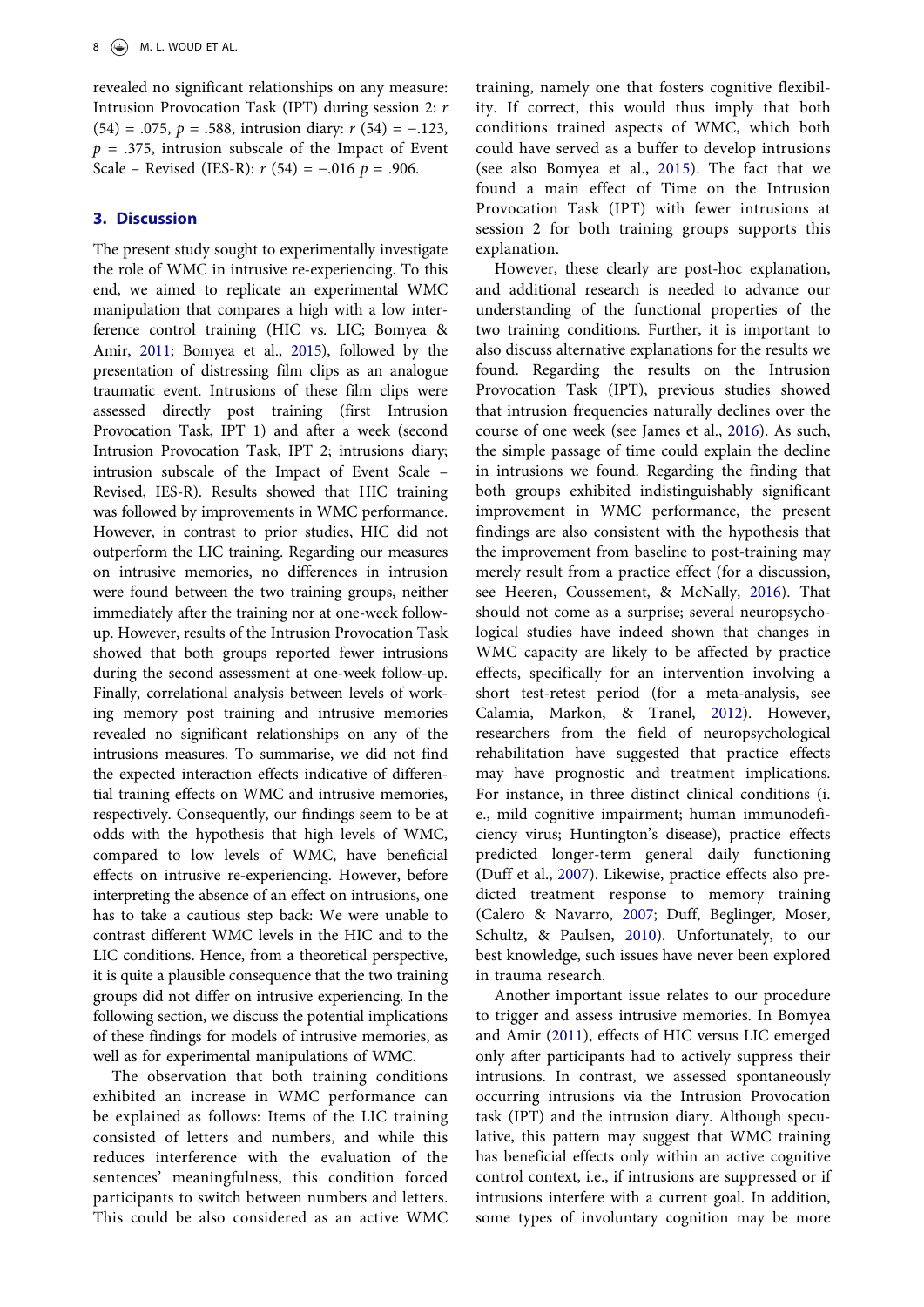revealed no significant relationships on any measure: Intrusion Provocation Task (IPT) during session 2: $r(54) = .075$, $p = .588$, intrusion diary: $r(54) = -.123$, $p = .375$, intrusion subscale of the Impact of Event Scale – Revised (IES-R): $r(54) = -.016$ $p = .906$.

## 3. Discussion

The present study sought to experimentally investigate the role of WMC in intrusive re-experiencing. To this end, we aimed to replicate an experimental WMC manipulation that compares a high with a low interference control training (HIC vs. LIC; Bomyea & Amir, 2011; Bomyea et al., 2015), followed by the presentation of distressing film clips as an analogue traumatic event. Intrusions of these film clips were assessed directly post training (first Intrusion Provocation Task, IPT 1) and after a week (second Intrusion Provocation Task, IPT 2; intrusions diary; intrusion subscale of the Impact of Event Scale – Revised, IES-R). Results showed that HIC training was followed by improvements in WMC performance. However, in contrast to prior studies, HIC did not outperform the LIC training. Regarding our measures on intrusive memories, no differences in intrusion were found between the two training groups, neither immediately after the training nor at one-week follow-up. However, results of the Intrusion Provocation Task showed that both groups reported fewer intrusions during the second assessment at one-week follow-up. Finally, correlational analysis between levels of working memory post training and intrusive memories revealed no significant relationships on any of the intrusions measures. To summarise, we did not find the expected interaction effects indicative of differential training effects on WMC and intrusive memories, respectively. Consequently, our findings seem to be at odds with the hypothesis that high levels of WMC, compared to low levels of WMC, have beneficial effects on intrusive re-experiencing. However, before interpreting the absence of an effect on intrusions, one has to take a cautious step back: We were unable to contrast different WMC levels in the HIC and to the LIC conditions. Hence, from a theoretical perspective, it is quite a plausible consequence that the two training groups did not differ on intrusive experiencing. In the following section, we discuss the potential implications of these findings for models of intrusive memories, as well as for experimental manipulations of WMC.

The observation that both training conditions exhibited an increase in WMC performance can be explained as follows: Items of the LIC training consisted of letters and numbers, and while this reduces interference with the evaluation of the sentences' meaningfulness, this condition forced participants to switch between numbers and letters. This could be also considered as an active WMC training, namely one that fosters cognitive flexibility. If correct, this would thus imply that both conditions trained aspects of WMC, which both could have served as a buffer to develop intrusions (see also Bomyea et al., 2015). The fact that we found a main effect of Time on the Intrusion Provocation Task (IPT) with fewer intrusions at session 2 for both training groups supports this explanation.

However, these clearly are post-hoc explanation, and additional research is needed to advance our understanding of the functional properties of the two training conditions. Further, it is important to also discuss alternative explanations for the results we found. Regarding the results on the Intrusion Provocation Task (IPT), previous studies showed that intrusion frequencies naturally declines over the course of one week (see James et al., 2016). As such, the simple passage of time could explain the decline in intrusions we found. Regarding the finding that both groups exhibited indistinguishably significant improvement in WMC performance, the present findings are also consistent with the hypothesis that the improvement from baseline to post-training may merely result from a practice effect (for a discussion, see Heeren, Coussement, & McNally, 2016). That should not come as a surprise; several neuropsychological studies have indeed shown that changes in WMC capacity are likely to be affected by practice effects, specifically for an intervention involving a short test-retest period (for a meta-analysis, see Calamia, Markon, & Tranel, 2012). However, researchers from the field of neuropsychological rehabilitation have suggested that practice effects may have prognostic and treatment implications. For instance, in three distinct clinical conditions (i. e., mild cognitive impairment; human immunodeficiency virus; Huntington's disease), practice effects predicted longer-term general daily functioning (Duff et al., 2007). Likewise, practice effects also predicted treatment response to memory training (Calero & Navarro, 2007; Duff, Beglinger, Moser, Schultz, & Paulsen, 2010). Unfortunately, to our best knowledge, such issues have never been explored in trauma research.

Another important issue relates to our procedure to trigger and assess intrusive memories. In Bomyea and Amir (2011), effects of HIC versus LIC emerged only after participants had to actively suppress their intrusions. In contrast, we assessed spontaneously occurring intrusions via the Intrusion Provocation task (IPT) and the intrusion diary. Although speculative, this pattern may suggest that WMC training has beneficial effects only within an active cognitive control context, i.e., if intrusions are suppressed or if intrusions interfere with a current goal. In addition, some types of involuntary cognition may be more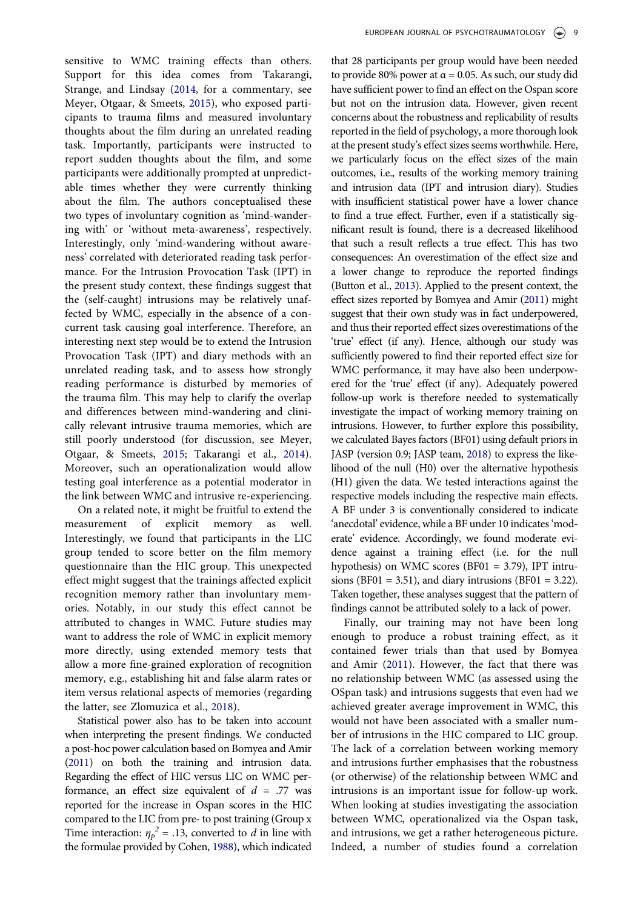sensitive to WMC training effects than others. Support for this idea comes from Takarangi, Strange, and Lindsay (2014, for a commentary, see Meyer, Otgaar, & Smeets, 2015), who exposed participants to trauma films and measured involuntary thoughts about the film during an unrelated reading task. Importantly, participants were instructed to report sudden thoughts about the film, and some participants were additionally prompted at unpredictable times whether they were currently thinking about the film. The authors conceptualised these two types of involuntary cognition as 'mind-wandering with' or 'without meta-awareness', respectively. Interestingly, only 'mind-wandering without awareness' correlated with deteriorated reading task performance. For the Intrusion Provocation Task (IPT) in the present study context, these findings suggest that the (self-caught) intrusions may be relatively unaffected by WMC, especially in the absence of a concurrent task causing goal interference. Therefore, an interesting next step would be to extend the Intrusion Provocation Task (IPT) and diary methods with an unrelated reading task, and to assess how strongly reading performance is disturbed by memories of the trauma film. This may help to clarify the overlap and differences between mind-wandering and clinically relevant intrusive trauma memories, which are still poorly understood (for discussion, see Meyer, Otgaar, & Smeets, 2015; Takarangi et al., 2014). Moreover, such an operationalization would allow testing goal interference as a potential moderator in the link between WMC and intrusive re-experiencing.

On a related note, it might be fruitful to extend the measurement of explicit memory as well. Interestingly, we found that participants in the LIC group tended to score better on the film memory questionnaire than the HIC group. This unexpected effect might suggest that the trainings affected explicit recognition memory rather than involuntary memories. Notably, in our study this effect cannot be attributed to changes in WMC. Future studies may want to address the role of WMC in explicit memory more directly, using extended memory tests that allow a more fine-grained exploration of recognition memory, e.g., establishing hit and false alarm rates or item versus relational aspects of memories (regarding the latter, see Zlomuzica et al., 2018).

Statistical power also has to be taken into account when interpreting the present findings. We conducted a post-hoc power calculation based on Bomyea and Amir (2011) on both the training and intrusion data. Regarding the effect of HIC versus LIC on WMC performance, an effect size equivalent of $d$ = .77 was reported for the increase in Ospan scores in the HIC compared to the LIC from pre- to post training (Group x Time interaction: $\eta_p^2$ = .13, converted to $d$ in line with the formulae provided by Cohen, 1988), which indicated that 28 participants per group would have been needed to provide 80% power at $\alpha$ = 0.05. As such, our study did have sufficient power to find an effect on the Ospan score but not on the intrusion data. However, given recent concerns about the robustness and replicability of results reported in the field of psychology, a more thorough look at the present study's effect sizes seems worthwhile. Here, we particularly focus on the effect sizes of the main outcomes, i.e., results of the working memory training and intrusion data (IPT and intrusion diary). Studies with insufficient statistical power have a lower chance to find a true effect. Further, even if a statistically significant result is found, there is a decreased likelihood that such a result reflects a true effect. This has two consequences: An overestimation of the effect size and a lower change to reproduce the reported findings (Button et al., 2013). Applied to the present context, the effect sizes reported by Bomyea and Amir (2011) might suggest that their own study was in fact underpowered, and thus their reported effect sizes overestimations of the 'true' effect (if any). Hence, although our study was sufficiently powered to find their reported effect size for WMC performance, it may have also been underpowered for the 'true' effect (if any). Adequately powered follow-up work is therefore needed to systematically investigate the impact of working memory training on intrusions. However, to further explore this possibility, we calculated Bayes factors (BF01) using default priors in JASP (version 0.9; JASP team, 2018) to express the likelihood of the null (H0) over the alternative hypothesis (H1) given the data. We tested interactions against the respective models including the respective main effects. A BF under 3 is conventionally considered to indicate 'anecdotal' evidence, while a BF under 10 indicates 'moderate' evidence. Accordingly, we found moderate evidence against a training effect (i.e. for the null hypothesis) on WMC scores (BF01 = 3.79), IPT intrusions (BF01 = 3.51), and diary intrusions (BF01 = 3.22). Taken together, these analyses suggest that the pattern of findings cannot be attributed solely to a lack of power.

Finally, our training may not have been long enough to produce a robust training effect, as it contained fewer trials than that used by Bomyea and Amir (2011). However, the fact that there was no relationship between WMC (as assessed using the OSpan task) and intrusions suggests that even had we achieved greater average improvement in WMC, this would not have been associated with a smaller number of intrusions in the HIC compared to LIC group. The lack of a correlation between working memory and intrusions further emphasises that the robustness (or otherwise) of the relationship between WMC and intrusions is an important issue for follow-up work. When looking at studies investigating the association between WMC, operationalized via the Ospan task, and intrusions, we get a rather heterogeneous picture. Indeed, a number of studies found a correlation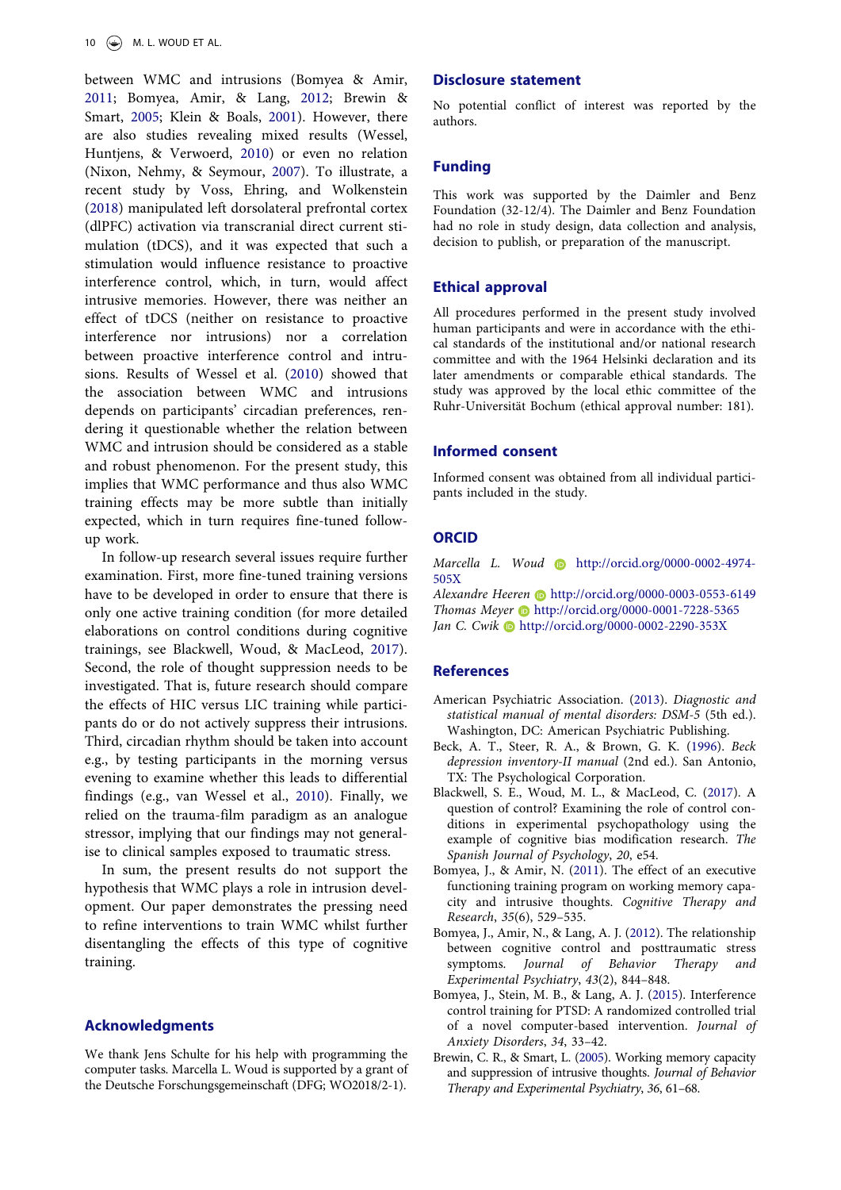between WMC and intrusions (Bomyea & Amir, 2011; Bomyea, Amir, & Lang, 2012; Brewin & Smart, 2005; Klein & Boals, 2001). However, there are also studies revealing mixed results (Wessel, Huntjens, & Verwoerd, 2010) or even no relation (Nixon, Nehmy, & Seymour, 2007). To illustrate, a recent study by Voss, Ehring, and Wolkenstein (2018) manipulated left dorsolateral prefrontal cortex (dlPFC) activation via transcranial direct current stimulation (tDCS), and it was expected that such a stimulation would influence resistance to proactive interference control, which, in turn, would affect intrusive memories. However, there was neither an effect of tDCS (neither on resistance to proactive interference nor intrusions) nor a correlation between proactive interference control and intrusions. Results of Wessel et al. (2010) showed that the association between WMC and intrusions depends on participants' circadian preferences, rendering it questionable whether the relation between WMC and intrusion should be considered as a stable and robust phenomenon. For the present study, this implies that WMC performance and thus also WMC training effects may be more subtle than initially expected, which in turn requires fine-tuned follow-up work.

In follow-up research several issues require further examination. First, more fine-tuned training versions have to be developed in order to ensure that there is only one active training condition (for more detailed elaborations on control conditions during cognitive trainings, see Blackwell, Woud, & MacLeod, 2017). Second, the role of thought suppression needs to be investigated. That is, future research should compare the effects of HIC versus LIC training while participants do or do not actively suppress their intrusions. Third, circadian rhythm should be taken into account e.g., by testing participants in the morning versus evening to examine whether this leads to differential findings (e.g., van Wessel et al., 2010). Finally, we relied on the trauma-film paradigm as an analogue stressor, implying that our findings may not generalise to clinical samples exposed to traumatic stress.

In sum, the present results do not support the hypothesis that WMC plays a role in intrusion development. Our paper demonstrates the pressing need to refine interventions to train WMC whilst further disentangling the effects of this type of cognitive training.

## Acknowledgments

We thank Jens Schulte for his help with programming the computer tasks. Marcella L. Woud is supported by a grant of the Deutsche Forschungsgemeinschaft (DFG; WO2018/2-1).

## Disclosure statement

No potential conflict of interest was reported by the authors.

## Funding

This work was supported by the Daimler and Benz Foundation (32-12/4). The Daimler and Benz Foundation had no role in study design, data collection and analysis, decision to publish, or preparation of the manuscript.

## Ethical approval

All procedures performed in the present study involved human participants and were in accordance with the ethical standards of the institutional and/or national research committee and with the 1964 Helsinki declaration and its later amendments or comparable ethical standards. The study was approved by the local ethic committee of the Ruhr-Universität Bochum (ethical approval number: 181).

## Informed consent

Informed consent was obtained from all individual participants included in the study.

## ORCID

*Marcella L. Woud* http://orcid.org/0000-0002-4974-505X
*Alexandre Heeren* http://orcid.org/0000-0003-0553-6149
*Thomas Meyer* http://orcid.org/0000-0001-7228-5365
*Jan C. Cwik* http://orcid.org/0000-0002-2290-353X

## References

American Psychiatric Association. (2013). *Diagnostic and statistical manual of mental disorders: DSM-5* (5th ed.). Washington, DC: American Psychiatric Publishing.

Beck, A. T., Steer, R. A., & Brown, G. K. (1996). *Beck depression inventory-II manual* (2nd ed.). San Antonio, TX: The Psychological Corporation.

Blackwell, S. E., Woud, M. L., & MacLeod, C. (2017). A question of control? Examining the role of control conditions in experimental psychopathology using the example of cognitive bias modification research. *The Spanish Journal of Psychology*, *20*, e54.

Bomyea, J., & Amir, N. (2011). The effect of an executive functioning training program on working memory capacity and intrusive thoughts. *Cognitive Therapy and Research*, *35*(6), 529–535.

Bomyea, J., Amir, N., & Lang, A. J. (2012). The relationship between cognitive control and posttraumatic stress symptoms. *Journal of Behavior Therapy and Experimental Psychiatry*, *43*(2), 844–848.

Bomyea, J., Stein, M. B., & Lang, A. J. (2015). Interference control training for PTSD: A randomized controlled trial of a novel computer-based intervention. *Journal of Anxiety Disorders*, *34*, 33–42.

Brewin, C. R., & Smart, L. (2005). Working memory capacity and suppression of intrusive thoughts. *Journal of Behavior Therapy and Experimental Psychiatry*, *36*, 61–68.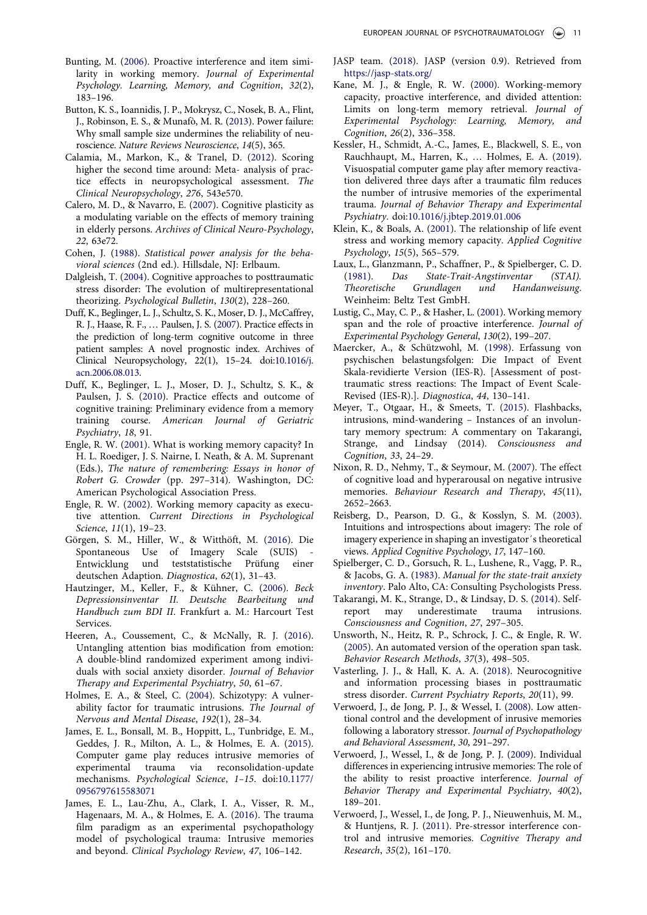Bunting, M. (2006). Proactive interference and item similarity in working memory. *Journal of Experimental Psychology. Learning, Memory, and Cognition*, *32*(2), 183–196.

Button, K. S., Ioannidis, J. P., Mokrysz, C., Nosek, B. A., Flint, J., Robinson, E. S., & Munafò, M. R. (2013). Power failure: Why small sample size undermines the reliability of neuroscience. *Nature Reviews Neuroscience*, *14*(5), 365.

Calamia, M., Markon, K., & Tranel, D. (2012). Scoring higher the second time around: Meta- analysis of practice effects in neuropsychological assessment. *The Clinical Neuropsychology*, *276*, 543e570.

Calero, M. D., & Navarro, E. (2007). Cognitive plasticity as a modulating variable on the effects of memory training in elderly persons. *Archives of Clinical Neuro-Psychology*, *22*, 63e72.

Cohen, J. (1988). *Statistical power analysis for the behavioral sciences* (2nd ed.). Hillsdale, NJ: Erlbaum.

Dalgleish, T. (2004). Cognitive approaches to posttraumatic stress disorder: The evolution of multirepresentational theorizing. *Psychological Bulletin*, *130*(2), 228–260.

Duff, K., Beglinger, L. J., Schultz, S. K., Moser, D. J., McCaffrey, R. J., Haase, R. F., … Paulsen, J. S. (2007). Practice effects in the prediction of long-term cognitive outcome in three patient samples: A novel prognostic index. Archives of Clinical Neuropsychology, 22(1), 15–24. doi:10.1016/j.acn.2006.08.013.

Duff, K., Beglinger, L. J., Moser, D. J., Schultz, S. K., & Paulsen, J. S. (2010). Practice effects and outcome of cognitive training: Preliminary evidence from a memory training course. *American Journal of Geriatric Psychiatry*, *18*, 91.

Engle, R. W. (2001). What is working memory capacity? In H. L. Roediger, J. S. Nairne, I. Neath, & A. M. Suprenant (Eds.), *The nature of remembering: Essays in honor of Robert G. Crowder* (pp. 297–314). Washington, DC: American Psychological Association Press.

Engle, R. W. (2002). Working memory capacity as executive attention. *Current Directions in Psychological Science*, *11*(1), 19–23.

Görgen, S. M., Hiller, W., & Witthöft, M. (2016). Die Spontaneous Use of Imagery Scale (SUIS) - Entwicklung und teststatistische Prüfung einer deutschen Adaption. *Diagnostica*, *62*(1), 31–43.

Hautzinger, M., Keller, F., & Kühner, C. (2006). *Beck Depressionsinventar II. Deutsche Bearbeitung und Handbuch zum BDI II*. Frankfurt a. M.: Harcourt Test Services.

Heeren, A., Coussement, C., & McNally, R. J. (2016). Untangling attention bias modification from emotion: A double-blind randomized experiment among individuals with social anxiety disorder. *Journal of Behavior Therapy and Experimental Psychiatry*, *50*, 61–67.

Holmes, E. A., & Steel, C. (2004). Schizotypy: A vulnerability factor for traumatic intrusions. *The Journal of Nervous and Mental Disease*, *192*(1), 28–34.

James, E. L., Bonsall, M. B., Hoppitt, L., Tunbridge, E. M., Geddes, J. R., Milton, A. L., & Holmes, E. A. (2015). Computer game play reduces intrusive memories of experimental trauma via reconsolidation-update mechanisms. *Psychological Science*, *1–15*. doi:10.1177/0956797615583071

James, E. L., Lau-Zhu, A., Clark, I. A., Visser, R. M., Hagenaars, M. A., & Holmes, E. A. (2016). The trauma film paradigm as an experimental psychopathology model of psychological trauma: Intrusive memories and beyond. *Clinical Psychology Review*, *47*, 106–142.

JASP team. (2018). JASP (version 0.9). Retrieved from https://jasp-stats.org/

Kane, M. J., & Engle, R. W. (2000). Working-memory capacity, proactive interference, and divided attention: Limits on long-term memory retrieval. *Journal of Experimental Psychology: Learning, Memory, and Cognition*, *26*(2), 336–358.

Kessler, H., Schmidt, A.-C., James, E., Blackwell, S. E., von Rauchhaupt, M., Harren, K., … Holmes, E. A. (2019). Visuospatial computer game play after memory reactivation delivered three days after a traumatic film reduces the number of intrusive memories of the experimental trauma. *Journal of Behavior Therapy and Experimental Psychiatry*. doi:10.1016/j.jbtep.2019.01.006

Klein, K., & Boals, A. (2001). The relationship of life event stress and working memory capacity. *Applied Cognitive Psychology*, *15*(5), 565–579.

Laux, L., Glanzmann, P., Schaffner, P., & Spielberger, C. D. (1981). *Das State-Trait-Angstinventar (STAI). Theoretische Grundlagen und Handanweisung*. Weinheim: Beltz Test GmbH.

Lustig, C., May, C. P., & Hasher, L. (2001). Working memory span and the role of proactive interference. *Journal of Experimental Psychology General*, *130*(2), 199–207.

Maercker, A., & Schützwohl, M. (1998). Erfassung von psychischen belastungsfolgen: Die Impact of Event Skala-revidierte Version (IES-R). [Assessment of post-traumatic stress reactions: The Impact of Event Scale-Revised (IES-R).]. *Diagnostica*, *44*, 130–141.

Meyer, T., Otgaar, H., & Smeets, T. (2015). Flashbacks, intrusions, mind-wandering – Instances of an involuntary memory spectrum: A commentary on Takarangi, Strange, and Lindsay (2014). *Consciousness and Cognition*, *33*, 24–29.

Nixon, R. D., Nehmy, T., & Seymour, M. (2007). The effect of cognitive load and hyperarousal on negative intrusive memories. *Behaviour Research and Therapy*, *45*(11), 2652–2663.

Reisberg, D., Pearson, D. G., & Kosslyn, S. M. (2003). Intuitions and introspections about imagery: The role of imagery experience in shaping an investigator´s theoretical views. *Applied Cognitive Psychology*, *17*, 147–160.

Spielberger, C. D., Gorsuch, R. L., Lushene, R., Vagg, P. R., & Jacobs, G. A. (1983). *Manual for the state-trait anxiety inventory*. Palo Alto, CA: Consulting Psychologists Press.

Takarangi, M. K., Strange, D., & Lindsay, D. S. (2014). Self-report may underestimate trauma intrusions. *Consciousness and Cognition*, *27*, 297–305.

Unsworth, N., Heitz, R. P., Schrock, J. C., & Engle, R. W. (2005). An automated version of the operation span task. *Behavior Research Methods*, *37*(3), 498–505.

Vasterling, J. J., & Hall, K. A. A. (2018). Neurocognitive and information processing biases in posttraumatic stress disorder. *Current Psychiatry Reports*, *20*(11), 99.

Verwoerd, J., de Jong, P. J., & Wessel, I. (2008). Low attentional control and the development of intrusive memories following a laboratory stressor. *Journal of Psychopathology and Behavioral Assessment*, *30*, 291–297.

Verwoerd, J., Wessel, I., & de Jong, P. J. (2009). Individual differences in experiencing intrusive memories: The role of the ability to resist proactive interference. *Journal of Behavior Therapy and Experimental Psychiatry*, *40*(2), 189–201.

Verwoerd, J., Wessel, I., de Jong, P. J., Nieuwenhuis, M. M., & Huntjens, R. J. (2011). Pre-stressor interference control and intrusive memories. *Cognitive Therapy and Research*, *35*(2), 161–170.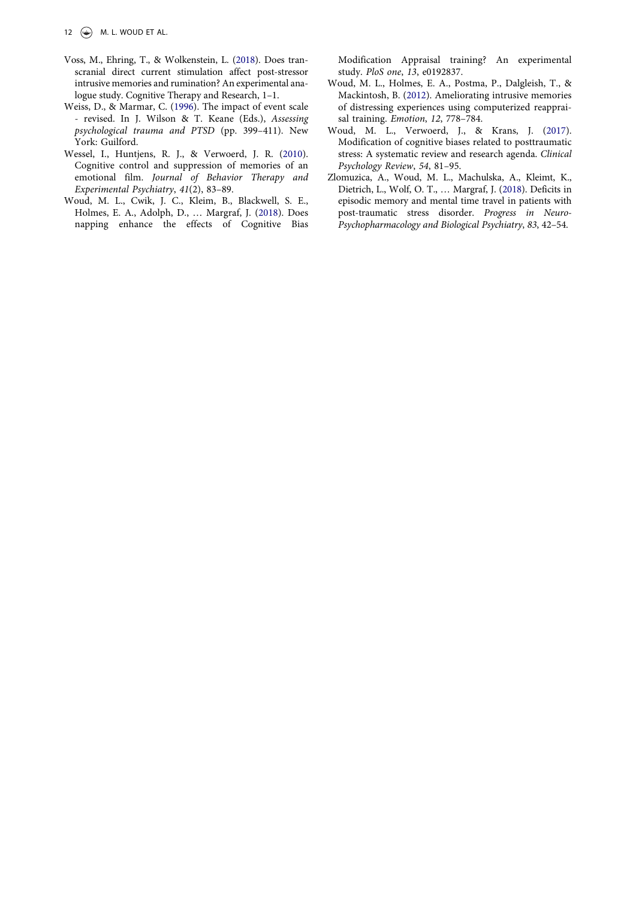Voss, M., Ehring, T., & Wolkenstein, L. (2018). Does transcranial direct current stimulation affect post-stressor intrusive memories and rumination? An experimental analogue study. Cognitive Therapy and Research, 1–1.

Weiss, D., & Marmar, C. (1996). The impact of event scale - revised. In J. Wilson & T. Keane (Eds.), *Assessing psychological trauma and PTSD* (pp. 399–411). New York: Guilford.

Wessel, I., Huntjens, R. J., & Verwoerd, J. R. (2010). Cognitive control and suppression of memories of an emotional film. *Journal of Behavior Therapy and Experimental Psychiatry*, *41*(2), 83–89.

Woud, M. L., Cwik, J. C., Kleim, B., Blackwell, S. E., Holmes, E. A., Adolph, D., … Margraf, J. (2018). Does napping enhance the effects of Cognitive Bias Modification Appraisal training? An experimental study. *PloS one*, *13*, e0192837.

Woud, M. L., Holmes, E. A., Postma, P., Dalgleish, T., & Mackintosh, B. (2012). Ameliorating intrusive memories of distressing experiences using computerized reappraisal training. *Emotion*, *12*, 778–784.

Woud, M. L., Verwoerd, J., & Krans, J. (2017). Modification of cognitive biases related to posttraumatic stress: A systematic review and research agenda. *Clinical Psychology Review*, *54*, 81–95.

Zlomuzica, A., Woud, M. L., Machulska, A., Kleimt, K., Dietrich, L., Wolf, O. T., … Margraf, J. (2018). Deficits in episodic memory and mental time travel in patients with post-traumatic stress disorder. *Progress in Neuro-Psychopharmacology and Biological Psychiatry*, *83*, 42–54.